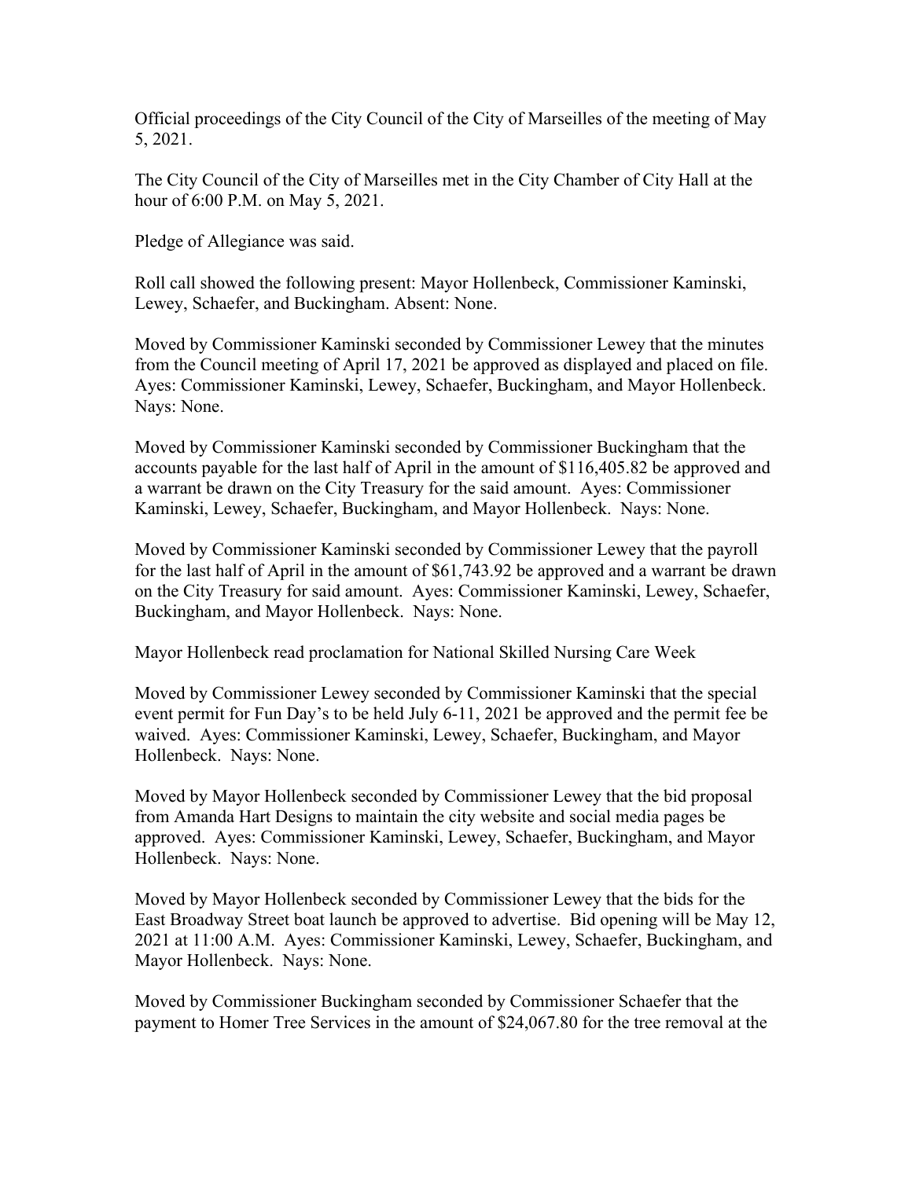Official proceedings of the City Council of the City of Marseilles of the meeting of May 5, 2021.

The City Council of the City of Marseilles met in the City Chamber of City Hall at the hour of 6:00 P.M. on May 5, 2021.

Pledge of Allegiance was said.

Roll call showed the following present: Mayor Hollenbeck, Commissioner Kaminski, Lewey, Schaefer, and Buckingham. Absent: None.

Moved by Commissioner Kaminski seconded by Commissioner Lewey that the minutes from the Council meeting of April 17, 2021 be approved as displayed and placed on file. Ayes: Commissioner Kaminski, Lewey, Schaefer, Buckingham, and Mayor Hollenbeck. Nays: None.

Moved by Commissioner Kaminski seconded by Commissioner Buckingham that the accounts payable for the last half of April in the amount of $116,405.82 be approved and a warrant be drawn on the City Treasury for the said amount. Ayes: Commissioner Kaminski, Lewey, Schaefer, Buckingham, and Mayor Hollenbeck. Nays: None.

Moved by Commissioner Kaminski seconded by Commissioner Lewey that the payroll for the last half of April in the amount of $61,743.92 be approved and a warrant be drawn on the City Treasury for said amount. Ayes: Commissioner Kaminski, Lewey, Schaefer, Buckingham, and Mayor Hollenbeck. Nays: None.

Mayor Hollenbeck read proclamation for National Skilled Nursing Care Week

Moved by Commissioner Lewey seconded by Commissioner Kaminski that the special event permit for Fun Day's to be held July 6-11, 2021 be approved and the permit fee be waived. Ayes: Commissioner Kaminski, Lewey, Schaefer, Buckingham, and Mayor Hollenbeck. Nays: None.

Moved by Mayor Hollenbeck seconded by Commissioner Lewey that the bid proposal from Amanda Hart Designs to maintain the city website and social media pages be approved. Ayes: Commissioner Kaminski, Lewey, Schaefer, Buckingham, and Mayor Hollenbeck. Nays: None.

Moved by Mayor Hollenbeck seconded by Commissioner Lewey that the bids for the East Broadway Street boat launch be approved to advertise. Bid opening will be May 12, 2021 at 11:00 A.M. Ayes: Commissioner Kaminski, Lewey, Schaefer, Buckingham, and Mayor Hollenbeck. Nays: None.

Moved by Commissioner Buckingham seconded by Commissioner Schaefer that the payment to Homer Tree Services in the amount of $24,067.80 for the tree removal at the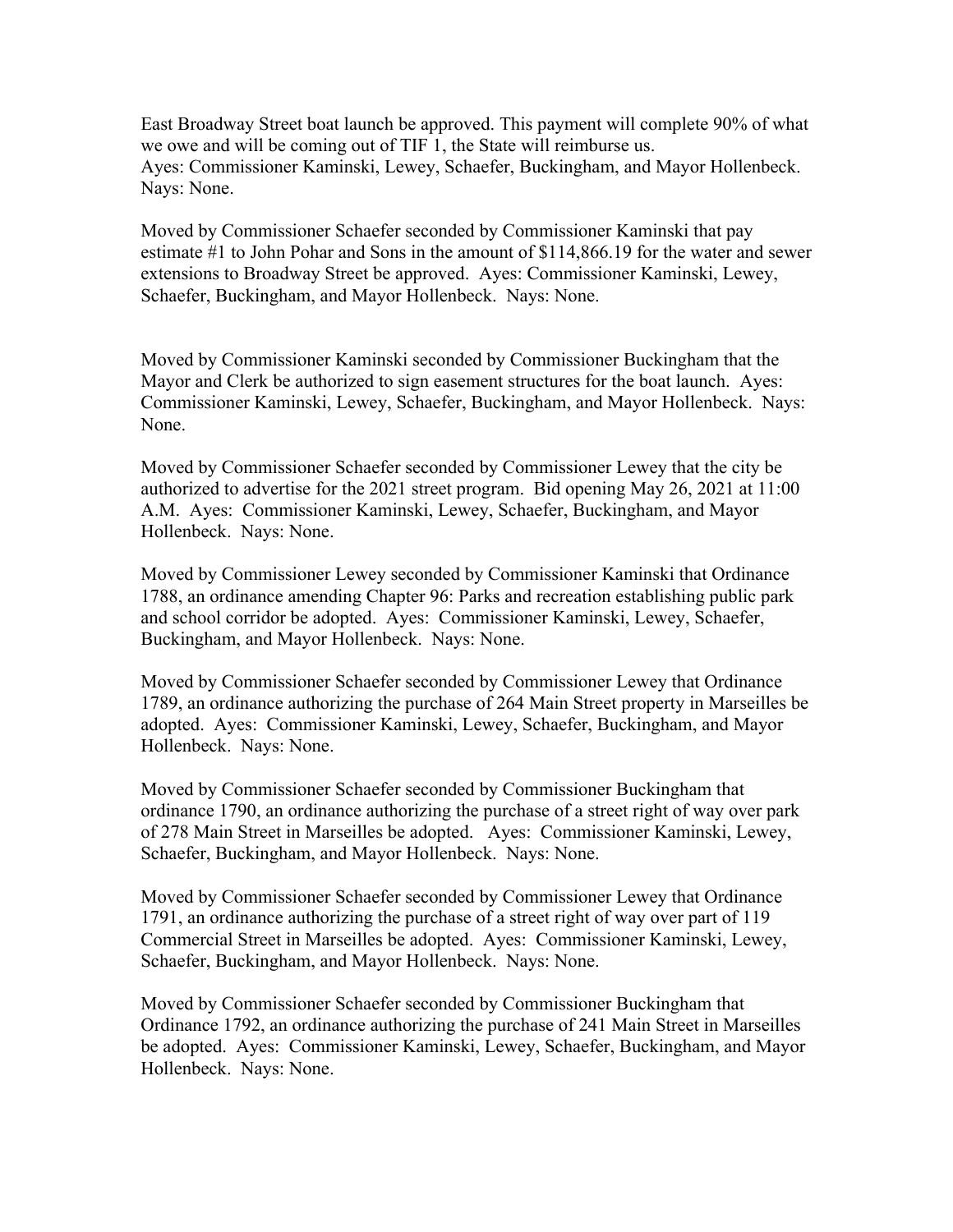East Broadway Street boat launch be approved. This payment will complete 90% of what we owe and will be coming out of TIF 1, the State will reimburse us.
Ayes: Commissioner Kaminski, Lewey, Schaefer, Buckingham, and Mayor Hollenbeck.
Nays: None.

Moved by Commissioner Schaefer seconded by Commissioner Kaminski that pay estimate #1 to John Pohar and Sons in the amount of $114,866.19 for the water and sewer extensions to Broadway Street be approved. Ayes: Commissioner Kaminski, Lewey, Schaefer, Buckingham, and Mayor Hollenbeck. Nays: None.

Moved by Commissioner Kaminski seconded by Commissioner Buckingham that the Mayor and Clerk be authorized to sign easement structures for the boat launch. Ayes: Commissioner Kaminski, Lewey, Schaefer, Buckingham, and Mayor Hollenbeck. Nays: None.

Moved by Commissioner Schaefer seconded by Commissioner Lewey that the city be authorized to advertise for the 2021 street program. Bid opening May 26, 2021 at 11:00 A.M. Ayes: Commissioner Kaminski, Lewey, Schaefer, Buckingham, and Mayor Hollenbeck. Nays: None.

Moved by Commissioner Lewey seconded by Commissioner Kaminski that Ordinance 1788, an ordinance amending Chapter 96: Parks and recreation establishing public park and school corridor be adopted. Ayes: Commissioner Kaminski, Lewey, Schaefer, Buckingham, and Mayor Hollenbeck. Nays: None.

Moved by Commissioner Schaefer seconded by Commissioner Lewey that Ordinance 1789, an ordinance authorizing the purchase of 264 Main Street property in Marseilles be adopted. Ayes: Commissioner Kaminski, Lewey, Schaefer, Buckingham, and Mayor Hollenbeck. Nays: None.

Moved by Commissioner Schaefer seconded by Commissioner Buckingham that ordinance 1790, an ordinance authorizing the purchase of a street right of way over park of 278 Main Street in Marseilles be adopted. Ayes: Commissioner Kaminski, Lewey, Schaefer, Buckingham, and Mayor Hollenbeck. Nays: None.

Moved by Commissioner Schaefer seconded by Commissioner Lewey that Ordinance 1791, an ordinance authorizing the purchase of a street right of way over part of 119 Commercial Street in Marseilles be adopted. Ayes: Commissioner Kaminski, Lewey, Schaefer, Buckingham, and Mayor Hollenbeck. Nays: None.

Moved by Commissioner Schaefer seconded by Commissioner Buckingham that Ordinance 1792, an ordinance authorizing the purchase of 241 Main Street in Marseilles be adopted. Ayes: Commissioner Kaminski, Lewey, Schaefer, Buckingham, and Mayor Hollenbeck. Nays: None.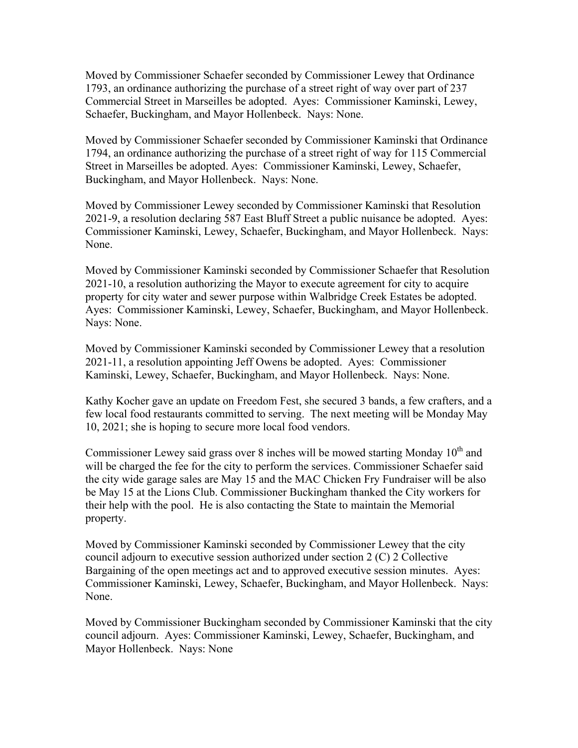Moved by Commissioner Schaefer seconded by Commissioner Lewey that Ordinance 1793, an ordinance authorizing the purchase of a street right of way over part of 237 Commercial Street in Marseilles be adopted. Ayes: Commissioner Kaminski, Lewey, Schaefer, Buckingham, and Mayor Hollenbeck. Nays: None.

Moved by Commissioner Schaefer seconded by Commissioner Kaminski that Ordinance 1794, an ordinance authorizing the purchase of a street right of way for 115 Commercial Street in Marseilles be adopted. Ayes: Commissioner Kaminski, Lewey, Schaefer, Buckingham, and Mayor Hollenbeck. Nays: None.

Moved by Commissioner Lewey seconded by Commissioner Kaminski that Resolution 2021-9, a resolution declaring 587 East Bluff Street a public nuisance be adopted. Ayes: Commissioner Kaminski, Lewey, Schaefer, Buckingham, and Mayor Hollenbeck. Nays: None.

Moved by Commissioner Kaminski seconded by Commissioner Schaefer that Resolution 2021-10, a resolution authorizing the Mayor to execute agreement for city to acquire property for city water and sewer purpose within Walbridge Creek Estates be adopted. Ayes: Commissioner Kaminski, Lewey, Schaefer, Buckingham, and Mayor Hollenbeck. Nays: None.

Moved by Commissioner Kaminski seconded by Commissioner Lewey that a resolution 2021-11, a resolution appointing Jeff Owens be adopted. Ayes: Commissioner Kaminski, Lewey, Schaefer, Buckingham, and Mayor Hollenbeck. Nays: None.

Kathy Kocher gave an update on Freedom Fest, she secured 3 bands, a few crafters, and a few local food restaurants committed to serving. The next meeting will be Monday May 10, 2021; she is hoping to secure more local food vendors.

Commissioner Lewey said grass over 8 inches will be mowed starting Monday 10th and will be charged the fee for the city to perform the services. Commissioner Schaefer said the city wide garage sales are May 15 and the MAC Chicken Fry Fundraiser will be also be May 15 at the Lions Club. Commissioner Buckingham thanked the City workers for their help with the pool. He is also contacting the State to maintain the Memorial property.

Moved by Commissioner Kaminski seconded by Commissioner Lewey that the city council adjourn to executive session authorized under section 2 (C) 2 Collective Bargaining of the open meetings act and to approved executive session minutes. Ayes: Commissioner Kaminski, Lewey, Schaefer, Buckingham, and Mayor Hollenbeck. Nays: None.

Moved by Commissioner Buckingham seconded by Commissioner Kaminski that the city council adjourn. Ayes: Commissioner Kaminski, Lewey, Schaefer, Buckingham, and Mayor Hollenbeck. Nays: None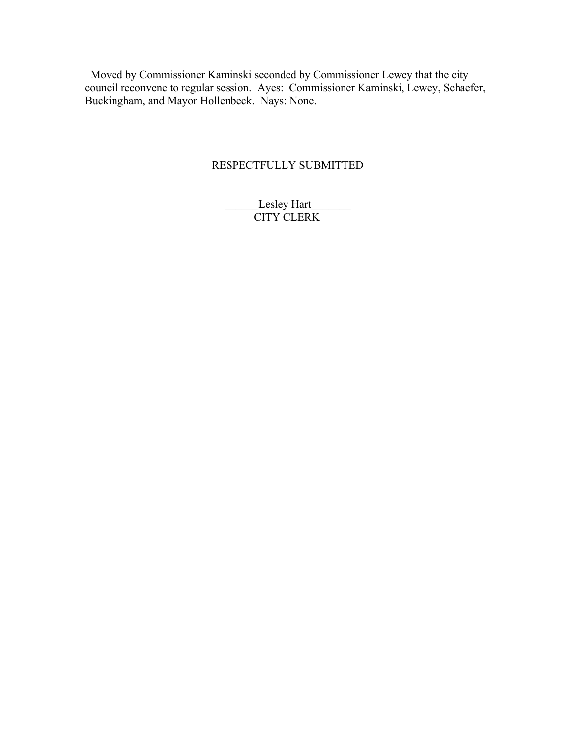Moved by Commissioner Kaminski seconded by Commissioner Lewey that the city council reconvene to regular session. Ayes: Commissioner Kaminski, Lewey, Schaefer, Buckingham, and Mayor Hollenbeck. Nays: None.

RESPECTFULLY SUBMITTED

______Lesley Hart_______
CITY CLERK